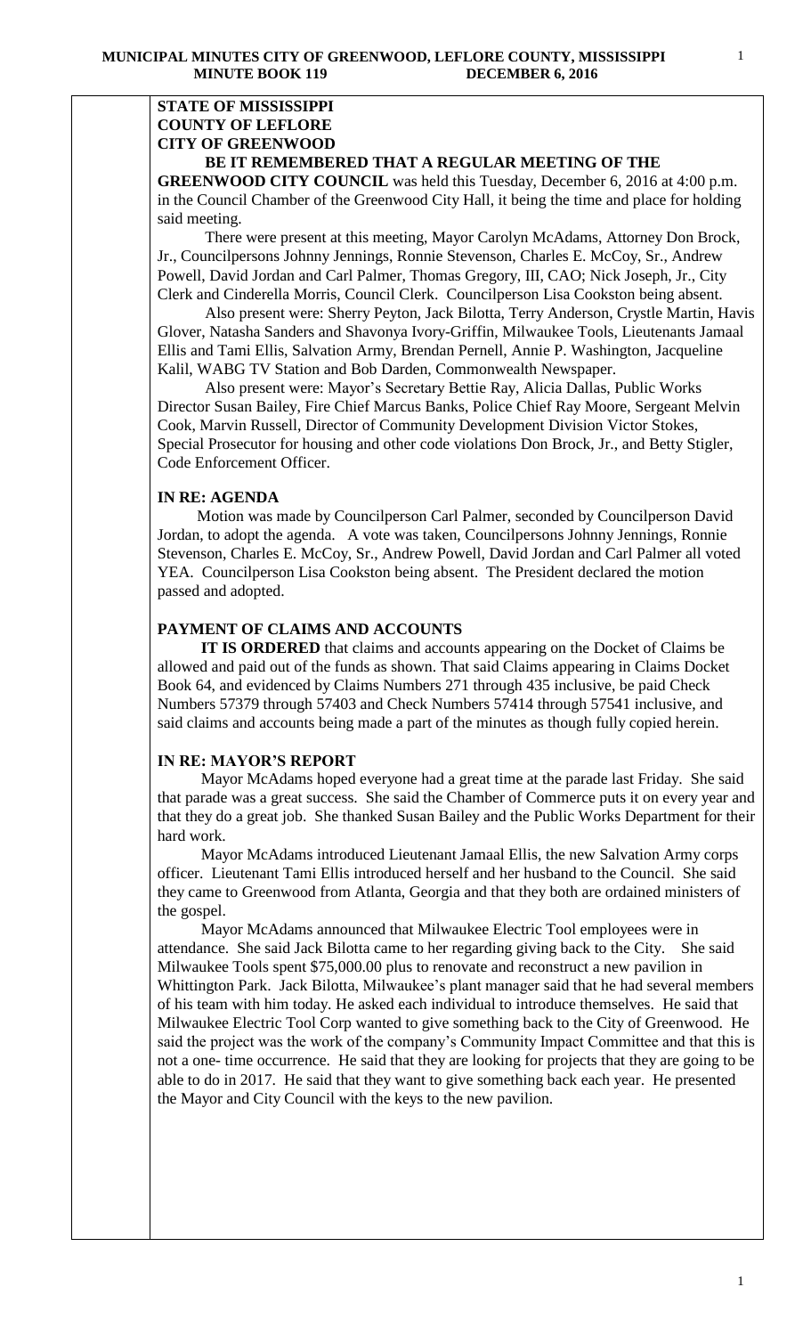**STATE OF MISSISSIPPI**
**COUNTY OF LEFLORE**
**CITY OF GREENWOOD**

**BE IT REMEMBERED THAT A REGULAR MEETING OF THE GREENWOOD CITY COUNCIL** was held this Tuesday, December 6, 2016 at 4:00 p.m. in the Council Chamber of the Greenwood City Hall, it being the time and place for holding said meeting.

There were present at this meeting, Mayor Carolyn McAdams, Attorney Don Brock, Jr., Councilpersons Johnny Jennings, Ronnie Stevenson, Charles E. McCoy, Sr., Andrew Powell, David Jordan and Carl Palmer, Thomas Gregory, III, CAO; Nick Joseph, Jr., City Clerk and Cinderella Morris, Council Clerk. Councilperson Lisa Cookston being absent.

Also present were: Sherry Peyton, Jack Bilotta, Terry Anderson, Crystle Martin, Havis Glover, Natasha Sanders and Shavonya Ivory-Griffin, Milwaukee Tools, Lieutenants Jamaal Ellis and Tami Ellis, Salvation Army, Brendan Pernell, Annie P. Washington, Jacqueline Kalil, WABG TV Station and Bob Darden, Commonwealth Newspaper.

Also present were: Mayor's Secretary Bettie Ray, Alicia Dallas, Public Works Director Susan Bailey, Fire Chief Marcus Banks, Police Chief Ray Moore, Sergeant Melvin Cook, Marvin Russell, Director of Community Development Division Victor Stokes, Special Prosecutor for housing and other code violations Don Brock, Jr., and Betty Stigler, Code Enforcement Officer.

**IN RE: AGENDA**

Motion was made by Councilperson Carl Palmer, seconded by Councilperson David Jordan, to adopt the agenda. A vote was taken, Councilpersons Johnny Jennings, Ronnie Stevenson, Charles E. McCoy, Sr., Andrew Powell, David Jordan and Carl Palmer all voted YEA. Councilperson Lisa Cookston being absent. The President declared the motion passed and adopted.

**PAYMENT OF CLAIMS AND ACCOUNTS**

**IT IS ORDERED** that claims and accounts appearing on the Docket of Claims be allowed and paid out of the funds as shown. That said Claims appearing in Claims Docket Book 64, and evidenced by Claims Numbers 271 through 435 inclusive, be paid Check Numbers 57379 through 57403 and Check Numbers 57414 through 57541 inclusive, and said claims and accounts being made a part of the minutes as though fully copied herein.

**IN RE: MAYOR'S REPORT**

Mayor McAdams hoped everyone had a great time at the parade last Friday. She said that parade was a great success. She said the Chamber of Commerce puts it on every year and that they do a great job. She thanked Susan Bailey and the Public Works Department for their hard work.

Mayor McAdams introduced Lieutenant Jamaal Ellis, the new Salvation Army corps officer. Lieutenant Tami Ellis introduced herself and her husband to the Council. She said they came to Greenwood from Atlanta, Georgia and that they both are ordained ministers of the gospel.

Mayor McAdams announced that Milwaukee Electric Tool employees were in attendance. She said Jack Bilotta came to her regarding giving back to the City. She said Milwaukee Tools spent $75,000.00 plus to renovate and reconstruct a new pavilion in Whittington Park. Jack Bilotta, Milwaukee's plant manager said that he had several members of his team with him today. He asked each individual to introduce themselves. He said that Milwaukee Electric Tool Corp wanted to give something back to the City of Greenwood. He said the project was the work of the company's Community Impact Committee and that this is not a one- time occurrence. He said that they are looking for projects that they are going to be able to do in 2017. He said that they want to give something back each year. He presented the Mayor and City Council with the keys to the new pavilion.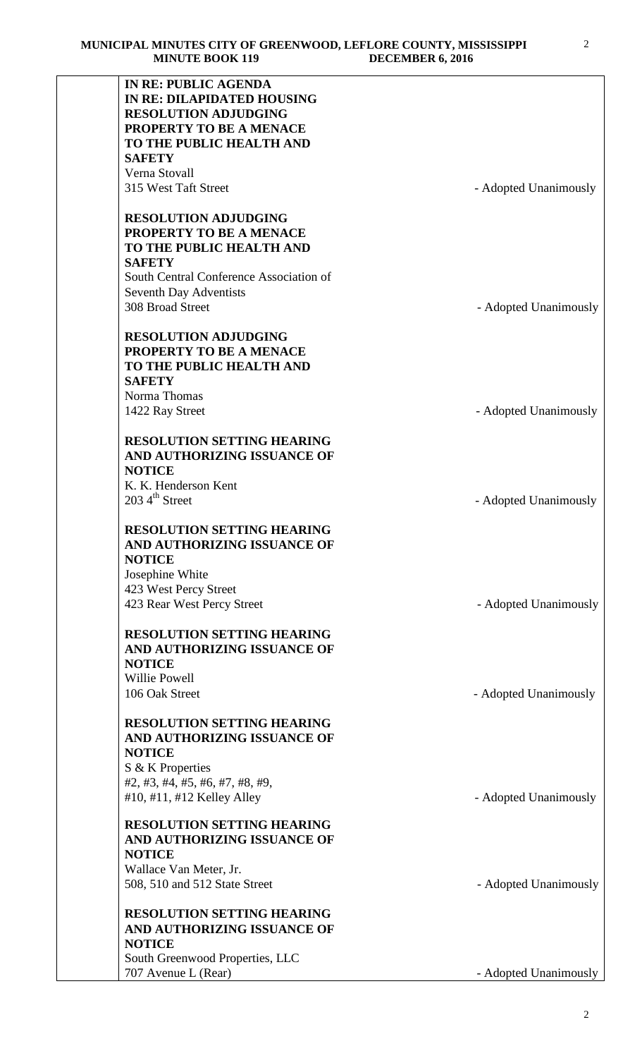**IN RE: PUBLIC AGENDA**
**IN RE: DILAPIDATED HOUSING**
**RESOLUTION ADJUDGING PROPERTY TO BE A MENACE TO THE PUBLIC HEALTH AND SAFETY**
Verna Stovall
315 West Taft Street - Adopted Unanimously

**RESOLUTION ADJUDGING PROPERTY TO BE A MENACE TO THE PUBLIC HEALTH AND SAFETY**
South Central Conference Association of Seventh Day Adventists
308 Broad Street - Adopted Unanimously

**RESOLUTION ADJUDGING PROPERTY TO BE A MENACE TO THE PUBLIC HEALTH AND SAFETY**
Norma Thomas
1422 Ray Street - Adopted Unanimously

**RESOLUTION SETTING HEARING AND AUTHORIZING ISSUANCE OF NOTICE**
K. K. Henderson Kent
203 4th Street - Adopted Unanimously

**RESOLUTION SETTING HEARING AND AUTHORIZING ISSUANCE OF NOTICE**
Josephine White
423 West Percy Street
423 Rear West Percy Street - Adopted Unanimously

**RESOLUTION SETTING HEARING AND AUTHORIZING ISSUANCE OF NOTICE**
Willie Powell
106 Oak Street - Adopted Unanimously

**RESOLUTION SETTING HEARING AND AUTHORIZING ISSUANCE OF NOTICE**
S & K Properties
#2, #3, #4, #5, #6, #7, #8, #9, #10, #11, #12 Kelley Alley - Adopted Unanimously

**RESOLUTION SETTING HEARING AND AUTHORIZING ISSUANCE OF NOTICE**
Wallace Van Meter, Jr.
508, 510 and 512 State Street - Adopted Unanimously

**RESOLUTION SETTING HEARING AND AUTHORIZING ISSUANCE OF NOTICE**
South Greenwood Properties, LLC
707 Avenue L (Rear) - Adopted Unanimously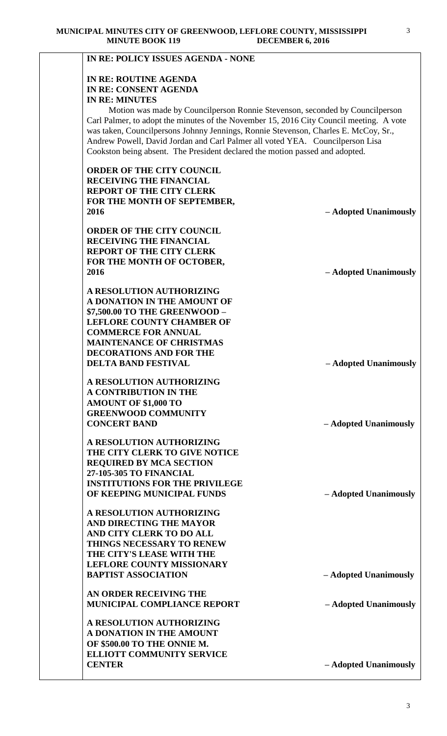**IN RE: POLICY ISSUES AGENDA - NONE**

**IN RE: ROUTINE AGENDA**
**IN RE: CONSENT AGENDA**
**IN RE: MINUTES**

Motion was made by Councilperson Ronnie Stevenson, seconded by Councilperson Carl Palmer, to adopt the minutes of the November 15, 2016 City Council meeting. A vote was taken, Councilpersons Johnny Jennings, Ronnie Stevenson, Charles E. McCoy, Sr., Andrew Powell, David Jordan and Carl Palmer all voted YEA. Councilperson Lisa Cookston being absent. The President declared the motion passed and adopted.

**ORDER OF THE CITY COUNCIL RECEIVING THE FINANCIAL REPORT OF THE CITY CLERK FOR THE MONTH OF SEPTEMBER, 2016** – **Adopted Unanimously**

**ORDER OF THE CITY COUNCIL RECEIVING THE FINANCIAL REPORT OF THE CITY CLERK FOR THE MONTH OF OCTOBER, 2016** – **Adopted Unanimously**

**A RESOLUTION AUTHORIZING A DONATION IN THE AMOUNT OF $7,500.00 TO THE GREENWOOD – LEFLORE COUNTY CHAMBER OF COMMERCE FOR ANNUAL MAINTENANCE OF CHRISTMAS DECORATIONS AND FOR THE DELTA BAND FESTIVAL** – **Adopted Unanimously**

**A RESOLUTION AUTHORIZING A CONTRIBUTION IN THE AMOUNT OF $1,000 TO GREENWOOD COMMUNITY CONCERT BAND** – **Adopted Unanimously**

**A RESOLUTION AUTHORIZING THE CITY CLERK TO GIVE NOTICE REQUIRED BY MCA SECTION 27-105-305 TO FINANCIAL INSTITUTIONS FOR THE PRIVILEGE OF KEEPING MUNICIPAL FUNDS** – **Adopted Unanimously**

**A RESOLUTION AUTHORIZING AND DIRECTING THE MAYOR AND CITY CLERK TO DO ALL THINGS NECESSARY TO RENEW THE CITY'S LEASE WITH THE LEFLORE COUNTY MISSIONARY BAPTIST ASSOCIATION** – **Adopted Unanimously**

**AN ORDER RECEIVING THE MUNICIPAL COMPLIANCE REPORT** – **Adopted Unanimously**

**A RESOLUTION AUTHORIZING A DONATION IN THE AMOUNT OF $500.00 TO THE ONNIE M. ELLIOTT COMMUNITY SERVICE CENTER** – **Adopted Unanimously**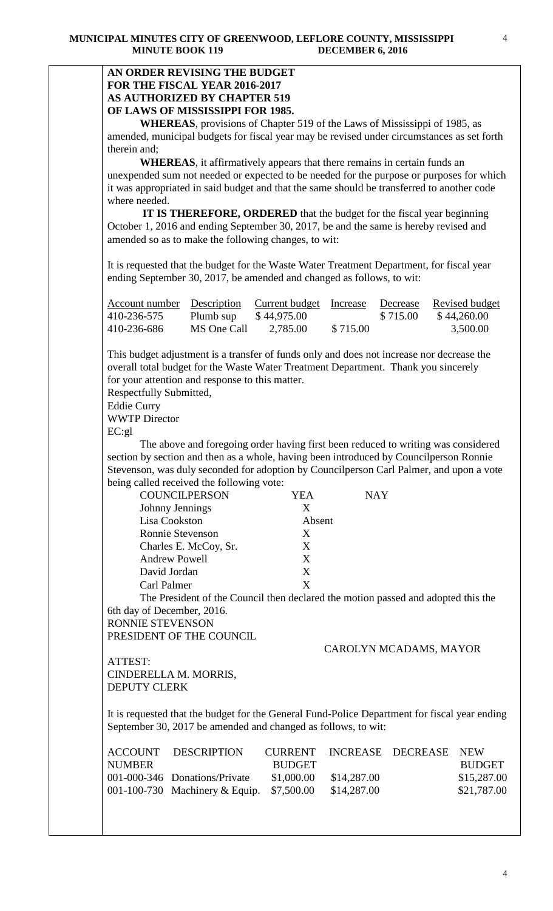**AN ORDER REVISING THE BUDGET**
**FOR THE FISCAL YEAR 2016-2017**
**AS AUTHORIZED BY CHAPTER 519**
**OF LAWS OF MISSISSIPPI FOR 1985.**

**WHEREAS**, provisions of Chapter 519 of the Laws of Mississippi of 1985, as amended, municipal budgets for fiscal year may be revised under circumstances as set forth therein and;

**WHEREAS**, it affirmatively appears that there remains in certain funds an unexpended sum not needed or expected to be needed for the purpose or purposes for which it was appropriated in said budget and that the same should be transferred to another code where needed.

**IT IS THEREFORE, ORDERED** that the budget for the fiscal year beginning October 1, 2016 and ending September 30, 2017, be and the same is hereby revised and amended so as to make the following changes, to wit:

It is requested that the budget for the Waste Water Treatment Department, for fiscal year ending September 30, 2017, be amended and changed as follows, to wit:

| Account number | Description | Current budget | Increase | Decrease | Revised budget |
|---|---|---|---|---|---|
| 410-236-575 | Plumb sup | $ 44,975.00 | | $ 715.00 | $ 44,260.00 |
| 410-236-686 | MS One Call | 2,785.00 | $ 715.00 | | 3,500.00 |

This budget adjustment is a transfer of funds only and does not increase nor decrease the overall total budget for the Waste Water Treatment Department. Thank you sincerely for your attention and response to this matter.

Respectfully Submitted,
Eddie Curry
WWTP Director
EC:gl

The above and foregoing order having first been reduced to writing was considered section by section and then as a whole, having been introduced by Councilperson Ronnie Stevenson, was duly seconded for adoption by Councilperson Carl Palmer, and upon a vote being called received the following vote:

| COUNCILPERSON | YEA | NAY |
|---|---|---|
| Johnny Jennings | X | |
| Lisa Cookston | Absent | |
| Ronnie Stevenson | X | |
| Charles E. McCoy, Sr. | X | |
| Andrew Powell | X | |
| David Jordan | X | |
| Carl Palmer | X | |

The President of the Council then declared the motion passed and adopted this the 6th day of December, 2016.

RONNIE STEVENSON
PRESIDENT OF THE COUNCIL

CAROLYN MCADAMS, MAYOR

ATTEST:
CINDERELLA M. MORRIS,
DEPUTY CLERK

It is requested that the budget for the General Fund-Police Department for fiscal year ending September 30, 2017 be amended and changed as follows, to wit:

| ACCOUNT NUMBER | DESCRIPTION | CURRENT BUDGET | INCREASE | DECREASE | NEW BUDGET |
|---|---|---|---|---|---|
| 001-000-346 | Donations/Private | $1,000.00 | $14,287.00 | | $15,287.00 |
| 001-100-730 | Machinery & Equip. | $7,500.00 | $14,287.00 | | $21,787.00 |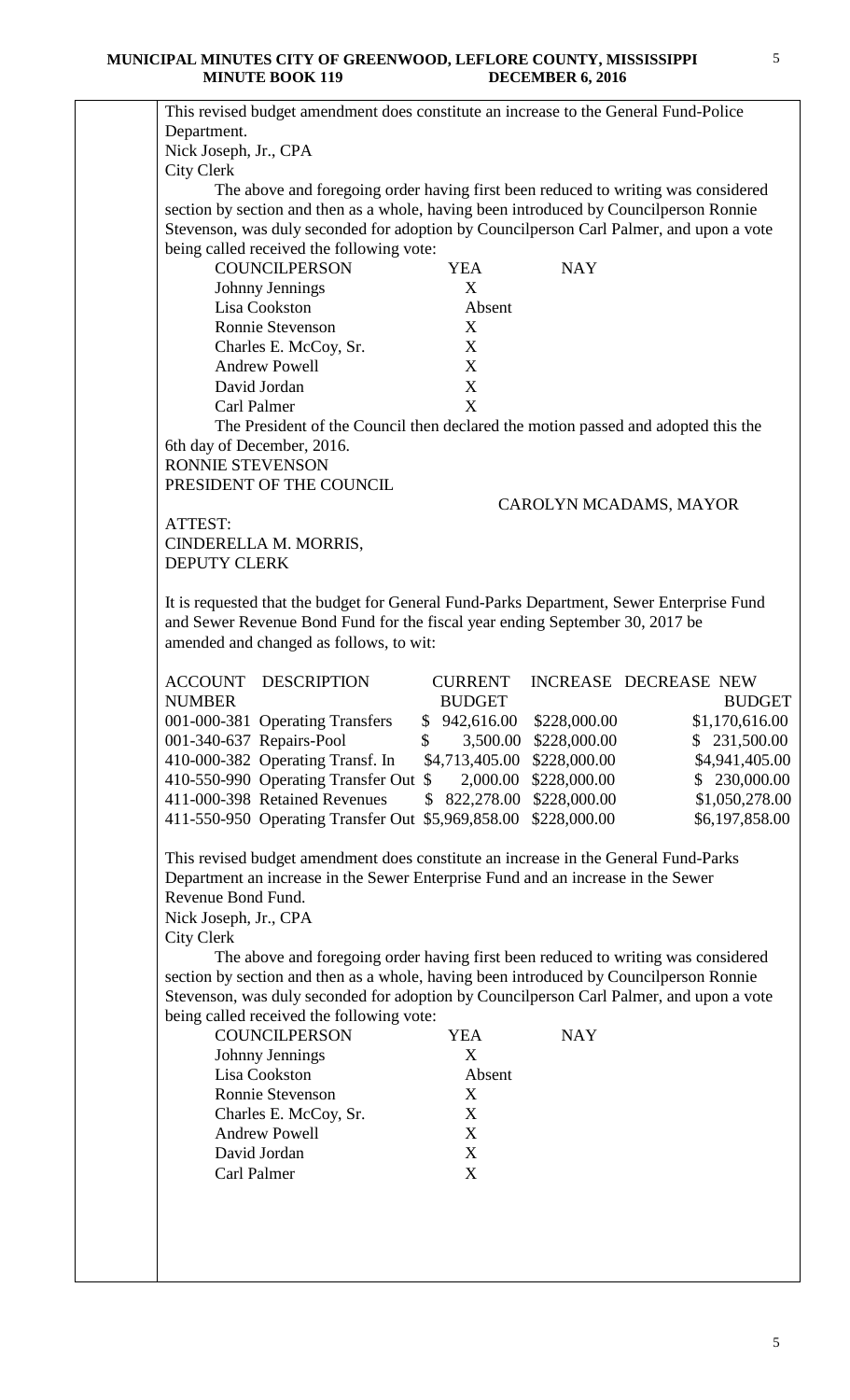This revised budget amendment does constitute an increase to the General Fund-Police Department.

Nick Joseph, Jr., CPA
City Clerk

The above and foregoing order having first been reduced to writing was considered section by section and then as a whole, having been introduced by Councilperson Ronnie Stevenson, was duly seconded for adoption by Councilperson Carl Palmer, and upon a vote being called received the following vote:

| COUNCILPERSON | YEA | NAY |
|---|---|---|
| Johnny Jennings | X | |
| Lisa Cookston | Absent | |
| Ronnie Stevenson | X | |
| Charles E. McCoy, Sr. | X | |
| Andrew Powell | X | |
| David Jordan | X | |
| Carl Palmer | X | |

The President of the Council then declared the motion passed and adopted this the 6th day of December, 2016.

RONNIE STEVENSON
PRESIDENT OF THE COUNCIL

CAROLYN MCADAMS, MAYOR

ATTEST:
CINDERELLA M. MORRIS,
DEPUTY CLERK

It is requested that the budget for General Fund-Parks Department, Sewer Enterprise Fund and Sewer Revenue Bond Fund for the fiscal year ending September 30, 2017 be amended and changed as follows, to wit:

| ACCOUNT NUMBER | DESCRIPTION | CURRENT BUDGET | INCREASE | DECREASE | NEW BUDGET |
|---|---|---|---|---|---|
| 001-000-381 | Operating Transfers | $ 942,616.00 | $228,000.00 | | $1,170,616.00 |
| 001-340-637 | Repairs-Pool | $ 3,500.00 | $228,000.00 | | $ 231,500.00 |
| 410-000-382 | Operating Transf. In | $4,713,405.00 | $228,000.00 | | $4,941,405.00 |
| 410-550-990 | Operating Transfer Out | $ 2,000.00 | $228,000.00 | | $ 230,000.00 |
| 411-000-398 | Retained Revenues | $ 822,278.00 | $228,000.00 | | $1,050,278.00 |
| 411-550-950 | Operating Transfer Out | $5,969,858.00 | $228,000.00 | | $6,197,858.00 |

This revised budget amendment does constitute an increase in the General Fund-Parks Department an increase in the Sewer Enterprise Fund and an increase in the Sewer Revenue Bond Fund.

Nick Joseph, Jr., CPA
City Clerk

The above and foregoing order having first been reduced to writing was considered section by section and then as a whole, having been introduced by Councilperson Ronnie Stevenson, was duly seconded for adoption by Councilperson Carl Palmer, and upon a vote being called received the following vote:

| COUNCILPERSON | YEA | NAY |
|---|---|---|
| Johnny Jennings | X | |
| Lisa Cookston | Absent | |
| Ronnie Stevenson | X | |
| Charles E. McCoy, Sr. | X | |
| Andrew Powell | X | |
| David Jordan | X | |
| Carl Palmer | X | |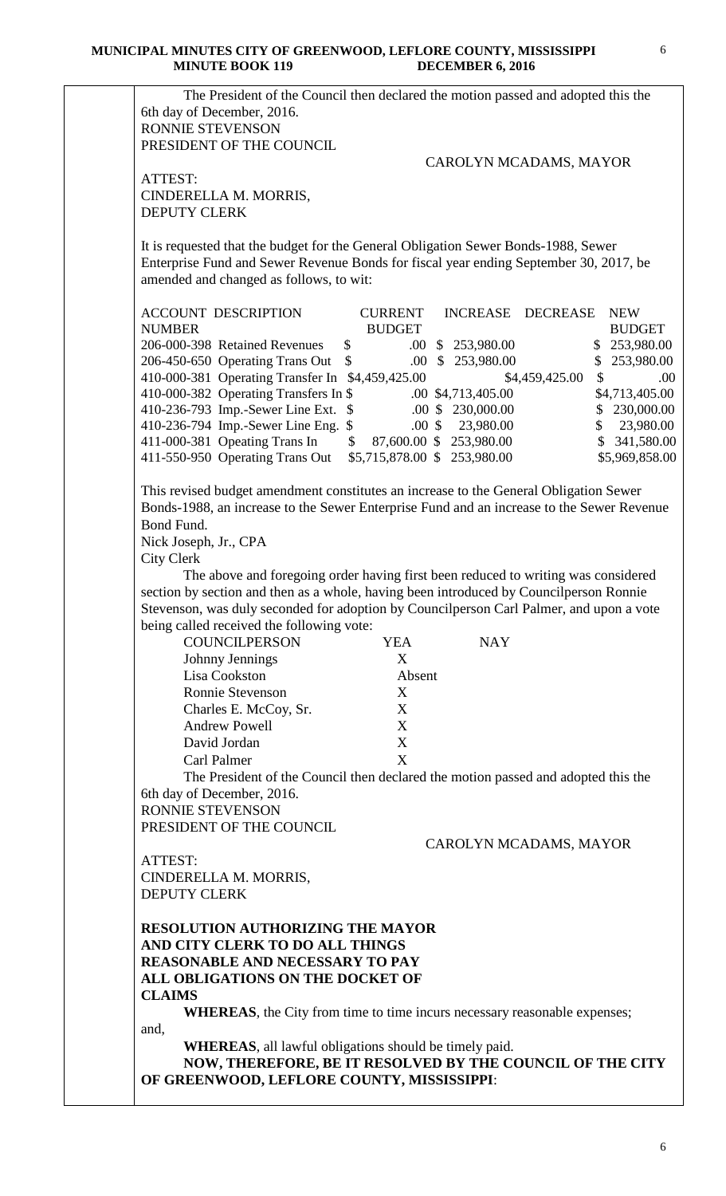The President of the Council then declared the motion passed and adopted this the 6th day of December, 2016.

RONNIE STEVENSON
PRESIDENT OF THE COUNCIL

CAROLYN MCADAMS, MAYOR

ATTEST:
CINDERELLA M. MORRIS,
DEPUTY CLERK

It is requested that the budget for the General Obligation Sewer Bonds-1988, Sewer Enterprise Fund and Sewer Revenue Bonds for fiscal year ending September 30, 2017, be amended and changed as follows, to wit:

| ACCOUNT NUMBER | DESCRIPTION | CURRENT BUDGET | INCREASE | DECREASE | NEW BUDGET |
|---|---|---|---|---|---|
| 206-000-398 | Retained Revenues | $ .00 | $ 253,980.00 | | $ 253,980.00 |
| 206-450-650 | Operating Trans Out | $ .00 | $ 253,980.00 | | $ 253,980.00 |
| 410-000-381 | Operating Transfer In | $4,459,425.00 | | $4,459,425.00 | $ .00 |
| 410-000-382 | Operating Transfers In | $ .00 | $4,713,405.00 | | $4,713,405.00 |
| 410-236-793 | Imp.-Sewer Line Ext. | $ .00 | $ 230,000.00 | | $ 230,000.00 |
| 410-236-794 | Imp.-Sewer Line Eng. | $ .00 | $ 23,980.00 | | $ 23,980.00 |
| 411-000-381 | Opeating Trans In | $ 87,600.00 | $ 253,980.00 | | $ 341,580.00 |
| 411-550-950 | Operating Trans Out | $5,715,878.00 | $ 253,980.00 | | $5,969,858.00 |

This revised budget amendment constitutes an increase to the General Obligation Sewer Bonds-1988, an increase to the Sewer Enterprise Fund and an increase to the Sewer Revenue Bond Fund.

Nick Joseph, Jr., CPA
City Clerk

The above and foregoing order having first been reduced to writing was considered section by section and then as a whole, having been introduced by Councilperson Ronnie Stevenson, was duly seconded for adoption by Councilperson Carl Palmer, and upon a vote being called received the following vote:

| COUNCILPERSON | YEA | NAY |
|---|---|---|
| Johnny Jennings | X | |
| Lisa Cookston | Absent | |
| Ronnie Stevenson | X | |
| Charles E. McCoy, Sr. | X | |
| Andrew Powell | X | |
| David Jordan | X | |
| Carl Palmer | X | |

The President of the Council then declared the motion passed and adopted this the 6th day of December, 2016.

RONNIE STEVENSON
PRESIDENT OF THE COUNCIL

CAROLYN MCADAMS, MAYOR

ATTEST:
CINDERELLA M. MORRIS,
DEPUTY CLERK

**RESOLUTION AUTHORIZING THE MAYOR AND CITY CLERK TO DO ALL THINGS REASONABLE AND NECESSARY TO PAY ALL OBLIGATIONS ON THE DOCKET OF CLAIMS**

**WHEREAS**, the City from time to time incurs necessary reasonable expenses; and,

**WHEREAS**, all lawful obligations should be timely paid.

**NOW, THEREFORE, BE IT RESOLVED BY THE COUNCIL OF THE CITY OF GREENWOOD, LEFLORE COUNTY, MISSISSIPPI**: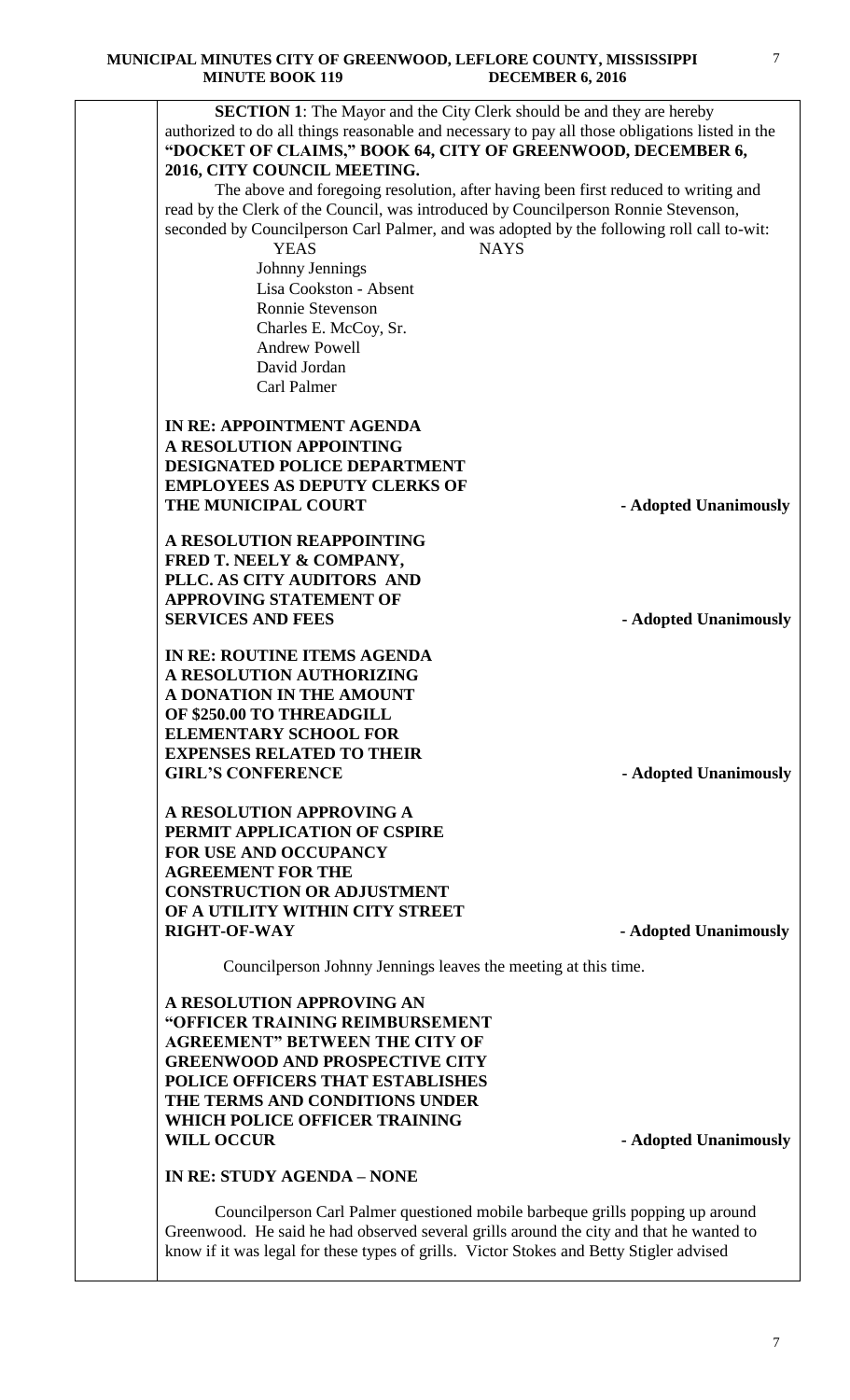**SECTION 1**: The Mayor and the City Clerk should be and they are hereby authorized to do all things reasonable and necessary to pay all those obligations listed in the **"DOCKET OF CLAIMS," BOOK 64, CITY OF GREENWOOD, DECEMBER 6, 2016, CITY COUNCIL MEETING.**

The above and foregoing resolution, after having been first reduced to writing and read by the Clerk of the Council, was introduced by Councilperson Ronnie Stevenson, seconded by Councilperson Carl Palmer, and was adopted by the following roll call to-wit:

| YEAS | NAYS |
|---|---|
| Johnny Jennings | |
| Lisa Cookston - Absent | |
| Ronnie Stevenson | |
| Charles E. McCoy, Sr. | |
| Andrew Powell | |
| David Jordan | |
| Carl Palmer | |

**IN RE: APPOINTMENT AGENDA**

**A RESOLUTION APPOINTING DESIGNATED POLICE DEPARTMENT EMPLOYEES AS DEPUTY CLERKS OF THE MUNICIPAL COURT** **- Adopted Unanimously**

**A RESOLUTION REAPPOINTING FRED T. NEELY & COMPANY, PLLC. AS CITY AUDITORS AND APPROVING STATEMENT OF SERVICES AND FEES** **- Adopted Unanimously**

**IN RE: ROUTINE ITEMS AGENDA**

**A RESOLUTION AUTHORIZING A DONATION IN THE AMOUNT OF $250.00 TO THREADGILL ELEMENTARY SCHOOL FOR EXPENSES RELATED TO THEIR GIRL'S CONFERENCE** **- Adopted Unanimously**

**A RESOLUTION APPROVING A PERMIT APPLICATION OF CSPIRE FOR USE AND OCCUPANCY AGREEMENT FOR THE CONSTRUCTION OR ADJUSTMENT OF A UTILITY WITHIN CITY STREET RIGHT-OF-WAY** **- Adopted Unanimously**

Councilperson Johnny Jennings leaves the meeting at this time.

**A RESOLUTION APPROVING AN "OFFICER TRAINING REIMBURSEMENT AGREEMENT" BETWEEN THE CITY OF GREENWOOD AND PROSPECTIVE CITY POLICE OFFICERS THAT ESTABLISHES THE TERMS AND CONDITIONS UNDER WHICH POLICE OFFICER TRAINING WILL OCCUR** **- Adopted Unanimously**

**IN RE: STUDY AGENDA – NONE**

Councilperson Carl Palmer questioned mobile barbeque grills popping up around Greenwood. He said he had observed several grills around the city and that he wanted to know if it was legal for these types of grills. Victor Stokes and Betty Stigler advised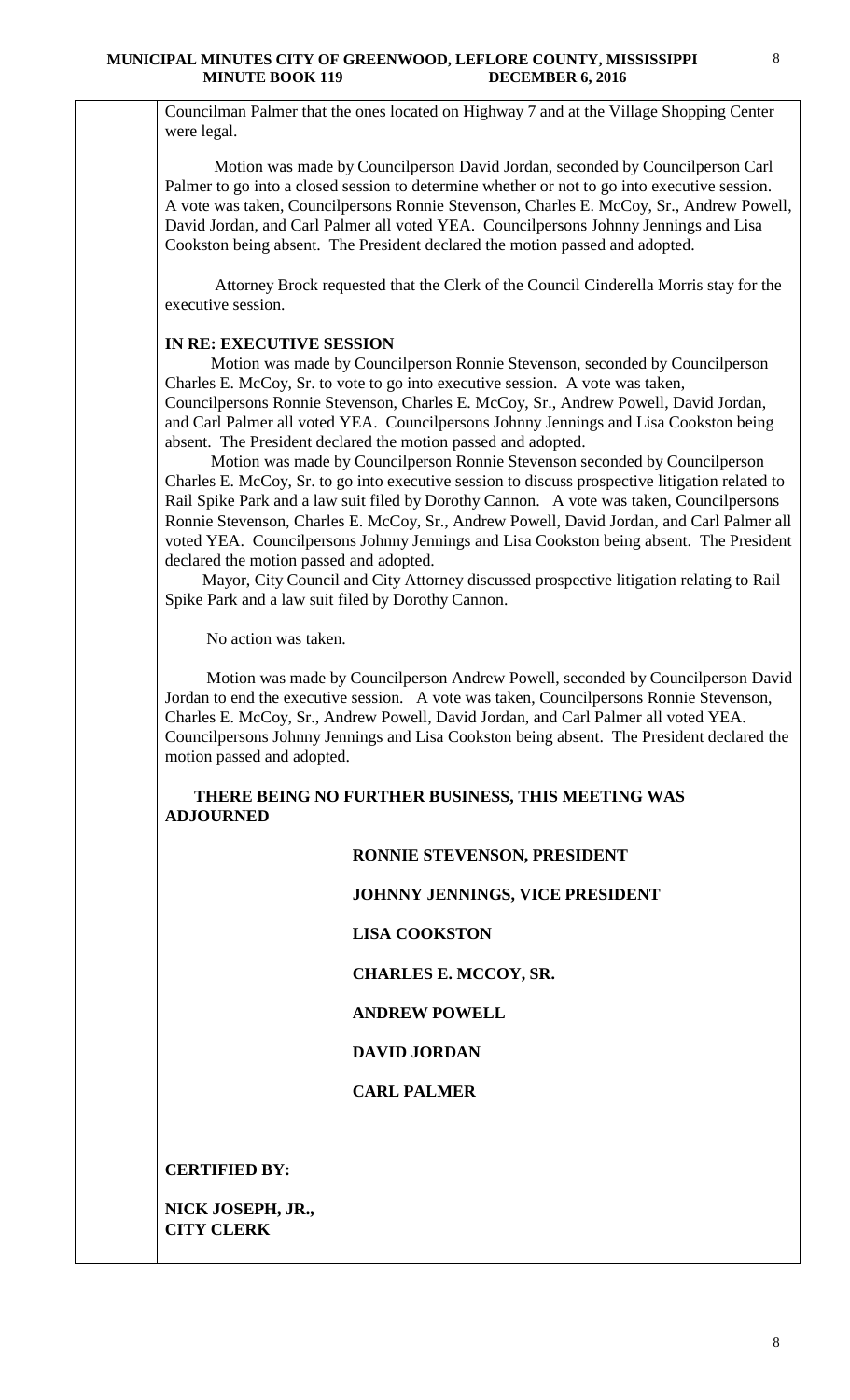Councilman Palmer that the ones located on Highway 7 and at the Village Shopping Center were legal.

Motion was made by Councilperson David Jordan, seconded by Councilperson Carl Palmer to go into a closed session to determine whether or not to go into executive session. A vote was taken, Councilpersons Ronnie Stevenson, Charles E. McCoy, Sr., Andrew Powell, David Jordan, and Carl Palmer all voted YEA. Councilpersons Johnny Jennings and Lisa Cookston being absent. The President declared the motion passed and adopted.

Attorney Brock requested that the Clerk of the Council Cinderella Morris stay for the executive session.

**IN RE: EXECUTIVE SESSION**

Motion was made by Councilperson Ronnie Stevenson, seconded by Councilperson Charles E. McCoy, Sr. to vote to go into executive session. A vote was taken, Councilpersons Ronnie Stevenson, Charles E. McCoy, Sr., Andrew Powell, David Jordan, and Carl Palmer all voted YEA. Councilpersons Johnny Jennings and Lisa Cookston being absent. The President declared the motion passed and adopted.

Motion was made by Councilperson Ronnie Stevenson seconded by Councilperson Charles E. McCoy, Sr. to go into executive session to discuss prospective litigation related to Rail Spike Park and a law suit filed by Dorothy Cannon. A vote was taken, Councilpersons Ronnie Stevenson, Charles E. McCoy, Sr., Andrew Powell, David Jordan, and Carl Palmer all voted YEA. Councilpersons Johnny Jennings and Lisa Cookston being absent. The President declared the motion passed and adopted.

Mayor, City Council and City Attorney discussed prospective litigation relating to Rail Spike Park and a law suit filed by Dorothy Cannon.

No action was taken.

Motion was made by Councilperson Andrew Powell, seconded by Councilperson David Jordan to end the executive session. A vote was taken, Councilpersons Ronnie Stevenson, Charles E. McCoy, Sr., Andrew Powell, David Jordan, and Carl Palmer all voted YEA. Councilpersons Johnny Jennings and Lisa Cookston being absent. The President declared the motion passed and adopted.

**THERE BEING NO FURTHER BUSINESS, THIS MEETING WAS ADJOURNED**

**RONNIE STEVENSON, PRESIDENT**

**JOHNNY JENNINGS, VICE PRESIDENT**

**LISA COOKSTON**

**CHARLES E. MCCOY, SR.**

**ANDREW POWELL**

**DAVID JORDAN**

**CARL PALMER**

**CERTIFIED BY:**

**NICK JOSEPH, JR.,**
**CITY CLERK**